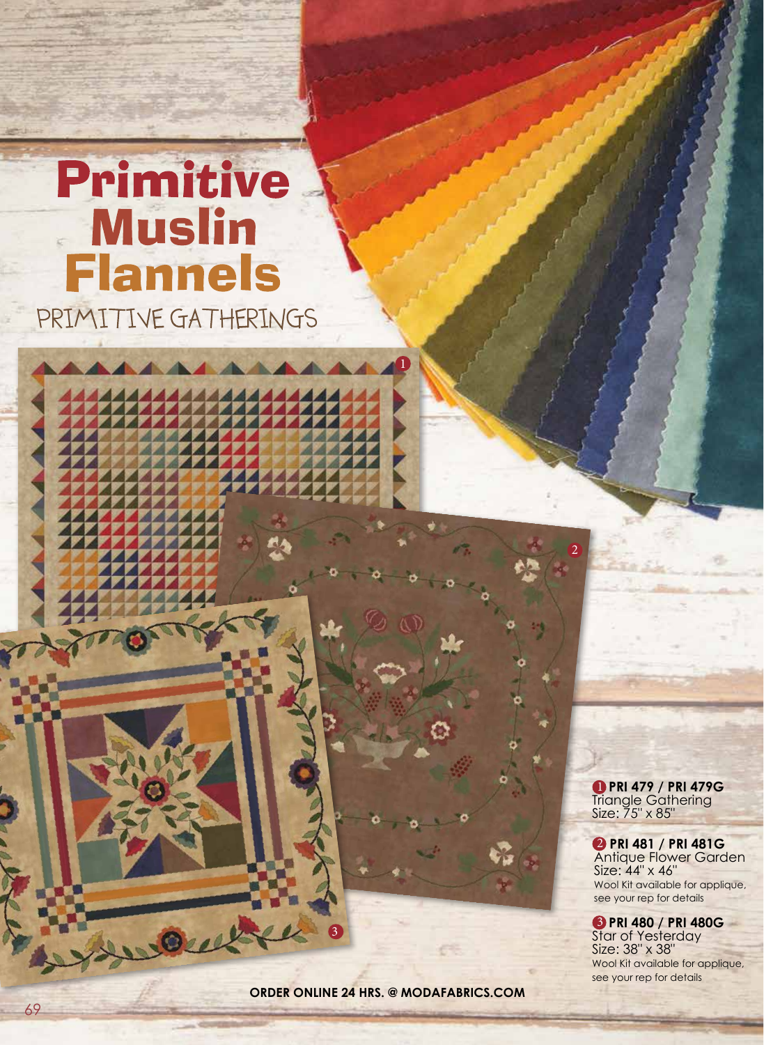# Primitive Muslin Flannels

## PRIMITIVE GATHERINGS

1 **PRI 479 / PRI 479G**
Triangle Gathering
Size: 75" x 85"

2 **PRI 481 / PRI 481G**
Antique Flower Garden
Size: 44" x 46"
Wool Kit available for applique, see your rep for details

3 **PRI 480 / PRI 480G**
Star of Yesterday
Size: 38" x 38"
Wool Kit available for applique, see your rep for details

**ORDER ONLINE 24 HRS. @ MODAFABRICS.COM**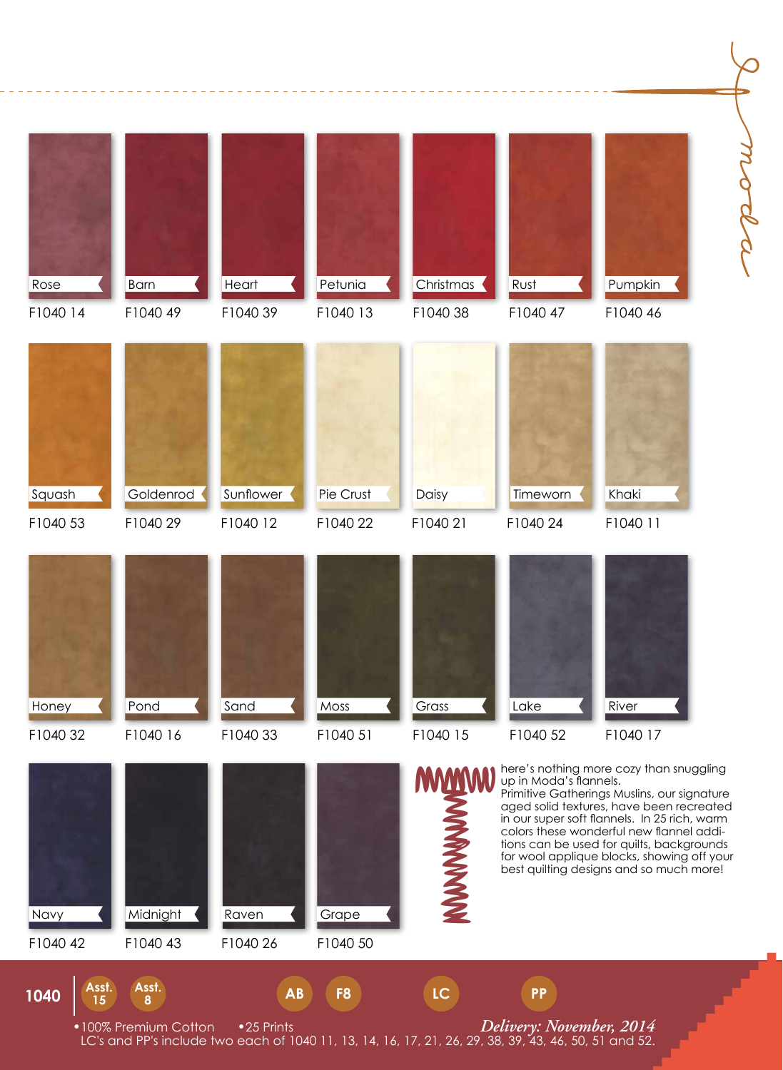| | | | | | | |
|---|---|---|---|---|---|---|
| Rose | Barn | Heart | Petunia | Christmas | Rust | Pumpkin |
| F1040 14 | F1040 49 | F1040 39 | F1040 13 | F1040 38 | F1040 47 | F1040 46 |
| Squash | Goldenrod | Sunflower | Pie Crust | Daisy | Timeworn | Khaki |
| F1040 53 | F1040 29 | F1040 12 | F1040 22 | F1040 21 | F1040 24 | F1040 11 |
| Honey | Pond | Sand | Moss | Grass | Lake | River |
| F1040 32 | F1040 16 | F1040 33 | F1040 51 | F1040 15 | F1040 52 | F1040 17 |
| Navy | Midnight | Raven | Grape | | | |
| F1040 42 | F1040 43 | F1040 26 | F1040 50 | | | |

There's nothing more cozy than snuggling up in Moda's flannels.
Primitive Gatherings Muslins, our signature aged solid textures, have been recreated in our super soft flannels. In 25 rich, warm colors these wonderful new flannel additions can be used for quilts, backgrounds for wool applique blocks, showing off your best quilting designs and so much more!

**1040** | Asst. 15 | Asst. 8 | AB | F8 | LC | PP

• 100% Premium Cotton • 25 Prints

*Delivery: November, 2014*

LC's and PP's include two each of 1040 11, 13, 14, 16, 17, 21, 26, 29, 38, 39, 43, 46, 50, 51 and 52.